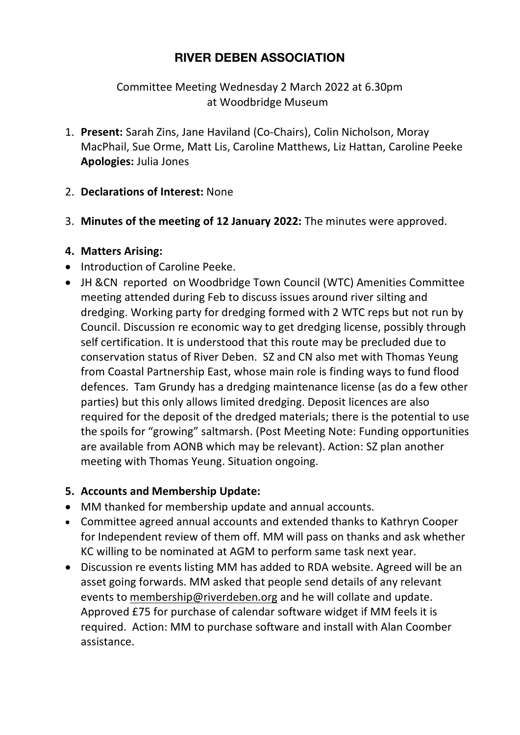# RIVER DEBEN ASSOCIATION

Committee Meeting Wednesday 2 March 2022 at 6.30pm
at Woodbridge Museum

1. **Present:** Sarah Zins, Jane Haviland (Co-Chairs), Colin Nicholson, Moray MacPhail, Sue Orme, Matt Lis, Caroline Matthews, Liz Hattan, Caroline Peeke
   **Apologies:** Julia Jones

2. **Declarations of Interest:** None

3. **Minutes of the meeting of 12 January 2022:** The minutes were approved.

**4. Matters Arising:**

- Introduction of Caroline Peeke.
- JH &CN reported on Woodbridge Town Council (WTC) Amenities Committee meeting attended during Feb to discuss issues around river silting and dredging. Working party for dredging formed with 2 WTC reps but not run by Council. Discussion re economic way to get dredging license, possibly through self certification. It is understood that this route may be precluded due to conservation status of River Deben. SZ and CN also met with Thomas Yeung from Coastal Partnership East, whose main role is finding ways to fund flood defences. Tam Grundy has a dredging maintenance license (as do a few other parties) but this only allows limited dredging. Deposit licences are also required for the deposit of the dredged materials; there is the potential to use the spoils for "growing" saltmarsh. (Post Meeting Note: Funding opportunities are available from AONB which may be relevant). Action: SZ plan another meeting with Thomas Yeung. Situation ongoing.

**5. Accounts and Membership Update:**

- MM thanked for membership update and annual accounts.
- Committee agreed annual accounts and extended thanks to Kathryn Cooper for Independent review of them off. MM will pass on thanks and ask whether KC willing to be nominated at AGM to perform same task next year.
- Discussion re events listing MM has added to RDA website. Agreed will be an asset going forwards. MM asked that people send details of any relevant events to membership@riverdeben.org and he will collate and update. Approved £75 for purchase of calendar software widget if MM feels it is required. Action: MM to purchase software and install with Alan Coomber assistance.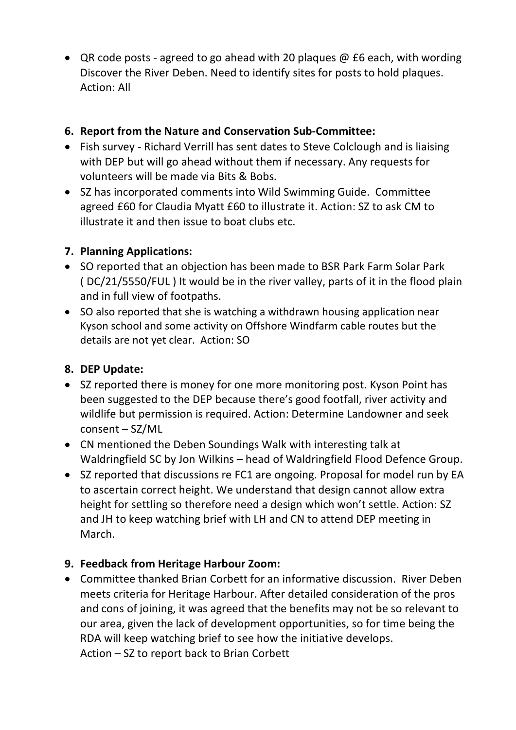- QR code posts - agreed to go ahead with 20 plaques @ £6 each, with wording Discover the River Deben. Need to identify sites for posts to hold plaques. Action: All

**6. Report from the Nature and Conservation Sub-Committee:**

- Fish survey - Richard Verrill has sent dates to Steve Colclough and is liaising with DEP but will go ahead without them if necessary. Any requests for volunteers will be made via Bits & Bobs.
- SZ has incorporated comments into Wild Swimming Guide. Committee agreed £60 for Claudia Myatt £60 to illustrate it. Action: SZ to ask CM to illustrate it and then issue to boat clubs etc.

**7. Planning Applications:**

- SO reported that an objection has been made to BSR Park Farm Solar Park ( DC/21/5550/FUL ) It would be in the river valley, parts of it in the flood plain and in full view of footpaths.
- SO also reported that she is watching a withdrawn housing application near Kyson school and some activity on Offshore Windfarm cable routes but the details are not yet clear. Action: SO

**8. DEP Update:**

- SZ reported there is money for one more monitoring post. Kyson Point has been suggested to the DEP because there's good footfall, river activity and wildlife but permission is required. Action: Determine Landowner and seek consent – SZ/ML
- CN mentioned the Deben Soundings Walk with interesting talk at Waldringfield SC by Jon Wilkins – head of Waldringfield Flood Defence Group.
- SZ reported that discussions re FC1 are ongoing. Proposal for model run by EA to ascertain correct height. We understand that design cannot allow extra height for settling so therefore need a design which won't settle. Action: SZ and JH to keep watching brief with LH and CN to attend DEP meeting in March.

**9. Feedback from Heritage Harbour Zoom:**

- Committee thanked Brian Corbett for an informative discussion. River Deben meets criteria for Heritage Harbour. After detailed consideration of the pros and cons of joining, it was agreed that the benefits may not be so relevant to our area, given the lack of development opportunities, so for time being the RDA will keep watching brief to see how the initiative develops.
  Action – SZ to report back to Brian Corbett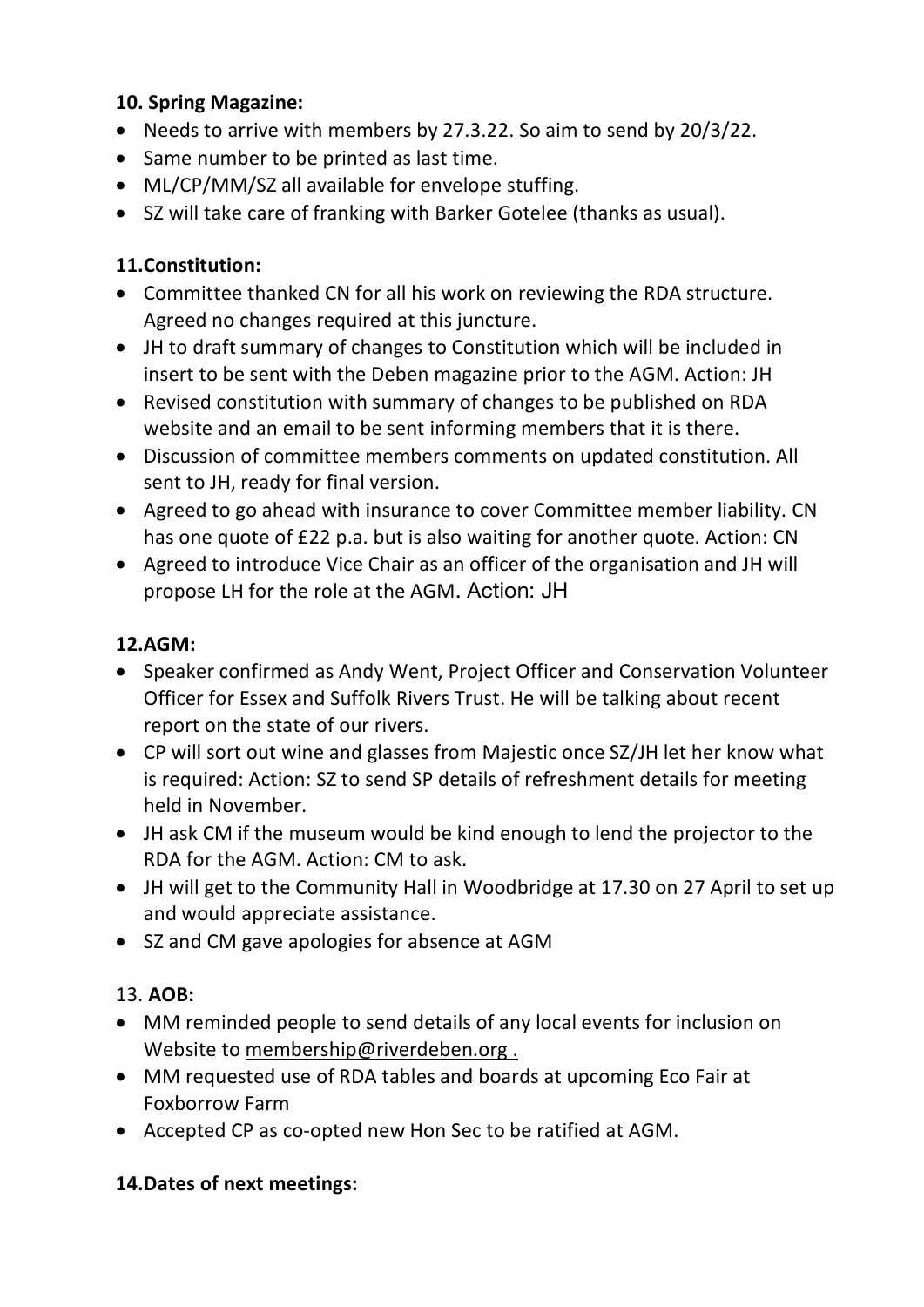**10. Spring Magazine:**

- Needs to arrive with members by 27.3.22. So aim to send by 20/3/22.
- Same number to be printed as last time.
- ML/CP/MM/SZ all available for envelope stuffing.
- SZ will take care of franking with Barker Gotelee (thanks as usual).

**11.Constitution:**

- Committee thanked CN for all his work on reviewing the RDA structure. Agreed no changes required at this juncture.
- JH to draft summary of changes to Constitution which will be included in insert to be sent with the Deben magazine prior to the AGM. Action: JH
- Revised constitution with summary of changes to be published on RDA website and an email to be sent informing members that it is there.
- Discussion of committee members comments on updated constitution. All sent to JH, ready for final version.
- Agreed to go ahead with insurance to cover Committee member liability. CN has one quote of £22 p.a. but is also waiting for another quote. Action: CN
- Agreed to introduce Vice Chair as an officer of the organisation and JH will propose LH for the role at the AGM. Action: JH

**12.AGM:**

- Speaker confirmed as Andy Went, Project Officer and Conservation Volunteer Officer for Essex and Suffolk Rivers Trust. He will be talking about recent report on the state of our rivers.
- CP will sort out wine and glasses from Majestic once SZ/JH let her know what is required: Action: SZ to send SP details of refreshment details for meeting held in November.
- JH ask CM if the museum would be kind enough to lend the projector to the RDA for the AGM. Action: CM to ask.
- JH will get to the Community Hall in Woodbridge at 17.30 on 27 April to set up and would appreciate assistance.
- SZ and CM gave apologies for absence at AGM

13. **AOB:**

- MM reminded people to send details of any local events for inclusion on Website to membership@riverdeben.org .
- MM requested use of RDA tables and boards at upcoming Eco Fair at Foxborrow Farm
- Accepted CP as co-opted new Hon Sec to be ratified at AGM.

**14.Dates of next meetings:**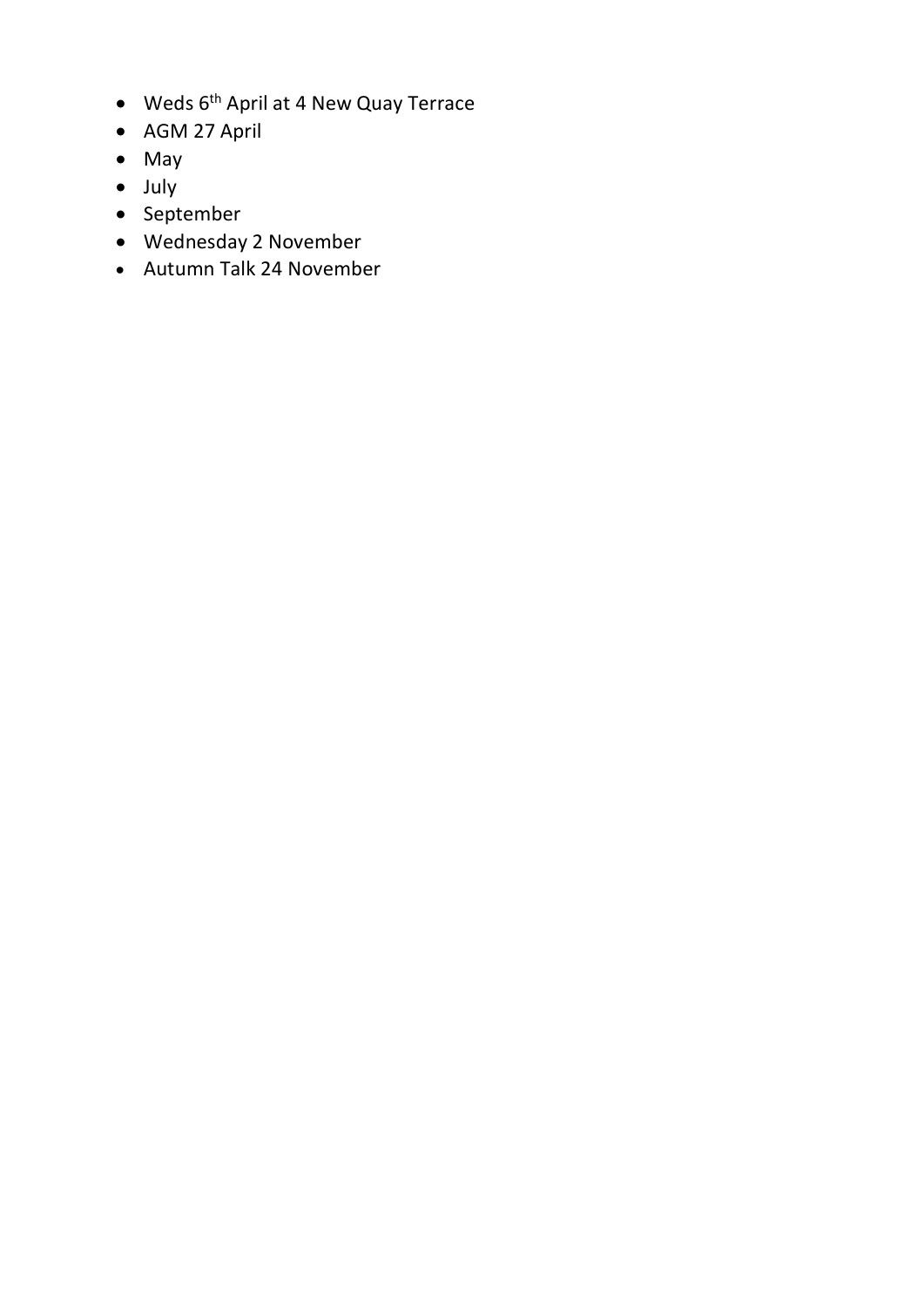- Weds 6th April at 4 New Quay Terrace
- AGM 27 April
- May
- July
- September
- Wednesday 2 November
- Autumn Talk 24 November